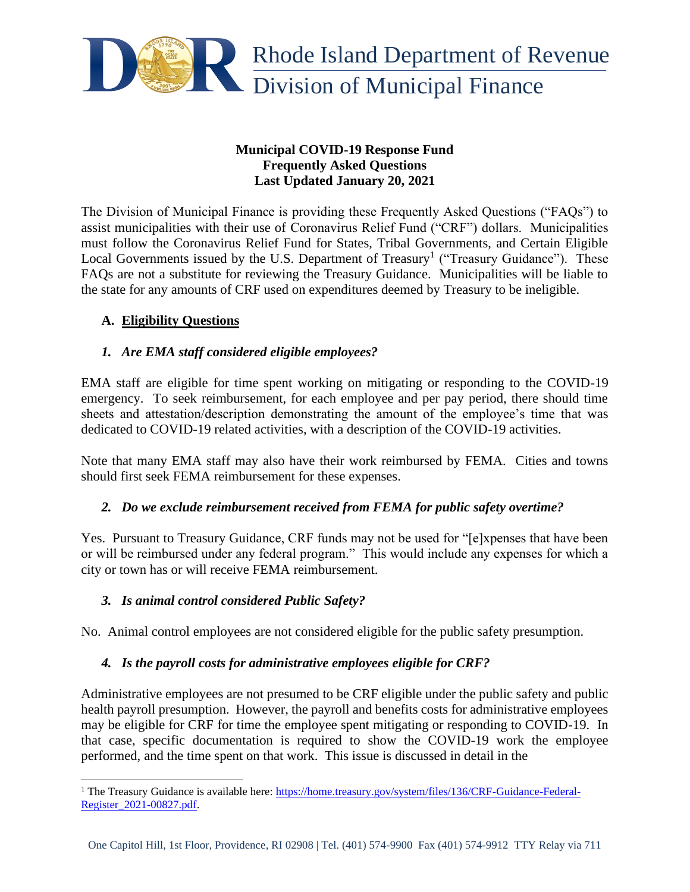Rhode Island Department of Revenue
Division of Municipal Finance

**Municipal COVID-19 Response Fund**
**Frequently Asked Questions**
**Last Updated January 20, 2021**

The Division of Municipal Finance is providing these Frequently Asked Questions ("FAQs") to assist municipalities with their use of Coronavirus Relief Fund ("CRF") dollars. Municipalities must follow the Coronavirus Relief Fund for States, Tribal Governments, and Certain Eligible Local Governments issued by the U.S. Department of Treasury[1] ("Treasury Guidance"). These FAQs are not a substitute for reviewing the Treasury Guidance. Municipalities will be liable to the state for any amounts of CRF used on expenditures deemed by Treasury to be ineligible.

## A. Eligibility Questions

### *1. Are EMA staff considered eligible employees?*

EMA staff are eligible for time spent working on mitigating or responding to the COVID-19 emergency. To seek reimbursement, for each employee and per pay period, there should time sheets and attestation/description demonstrating the amount of the employee's time that was dedicated to COVID-19 related activities, with a description of the COVID-19 activities.

Note that many EMA staff may also have their work reimbursed by FEMA. Cities and towns should first seek FEMA reimbursement for these expenses.

### *2. Do we exclude reimbursement received from FEMA for public safety overtime?*

Yes. Pursuant to Treasury Guidance, CRF funds may not be used for "[e]xpenses that have been or will be reimbursed under any federal program." This would include any expenses for which a city or town has or will receive FEMA reimbursement.

### *3. Is animal control considered Public Safety?*

No. Animal control employees are not considered eligible for the public safety presumption.

### *4. Is the payroll costs for administrative employees eligible for CRF?*

Administrative employees are not presumed to be CRF eligible under the public safety and public health payroll presumption. However, the payroll and benefits costs for administrative employees may be eligible for CRF for time the employee spent mitigating or responding to COVID-19. In that case, specific documentation is required to show the COVID-19 work the employee performed, and the time spent on that work. This issue is discussed in detail in the

[1] The Treasury Guidance is available here: https://home.treasury.gov/system/files/136/CRF-Guidance-Federal-Register_2021-00827.pdf.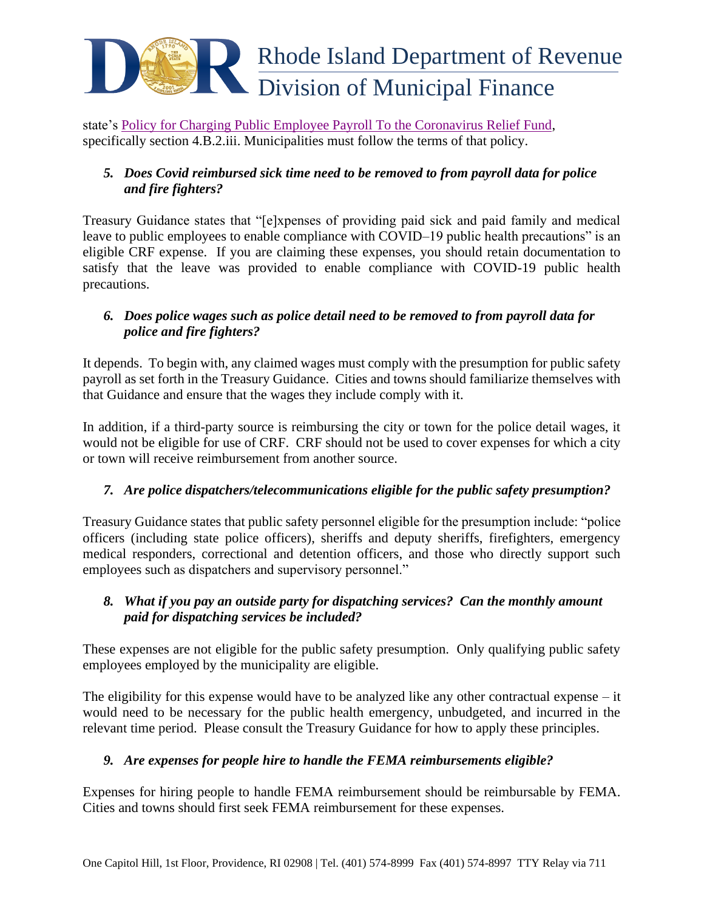state's [Policy for Charging Public Employee Payroll To the Coronavirus Relief Fund](), specifically section 4.B.2.iii. Municipalities must follow the terms of that policy.

### *5. Does Covid reimbursed sick time need to be removed to from payroll data for police and fire fighters?*

Treasury Guidance states that "[e]xpenses of providing paid sick and paid family and medical leave to public employees to enable compliance with COVID–19 public health precautions" is an eligible CRF expense. If you are claiming these expenses, you should retain documentation to satisfy that the leave was provided to enable compliance with COVID-19 public health precautions.

### *6. Does police wages such as police detail need to be removed to from payroll data for police and fire fighters?*

It depends. To begin with, any claimed wages must comply with the presumption for public safety payroll as set forth in the Treasury Guidance. Cities and towns should familiarize themselves with that Guidance and ensure that the wages they include comply with it.

In addition, if a third-party source is reimbursing the city or town for the police detail wages, it would not be eligible for use of CRF. CRF should not be used to cover expenses for which a city or town will receive reimbursement from another source.

### *7. Are police dispatchers/telecommunications eligible for the public safety presumption?*

Treasury Guidance states that public safety personnel eligible for the presumption include: "police officers (including state police officers), sheriffs and deputy sheriffs, firefighters, emergency medical responders, correctional and detention officers, and those who directly support such employees such as dispatchers and supervisory personnel."

### *8. What if you pay an outside party for dispatching services? Can the monthly amount paid for dispatching services be included?*

These expenses are not eligible for the public safety presumption. Only qualifying public safety employees employed by the municipality are eligible.

The eligibility for this expense would have to be analyzed like any other contractual expense – it would need to be necessary for the public health emergency, unbudgeted, and incurred in the relevant time period. Please consult the Treasury Guidance for how to apply these principles.

### *9. Are expenses for people hire to handle the FEMA reimbursements eligible?*

Expenses for hiring people to handle FEMA reimbursement should be reimbursable by FEMA. Cities and towns should first seek FEMA reimbursement for these expenses.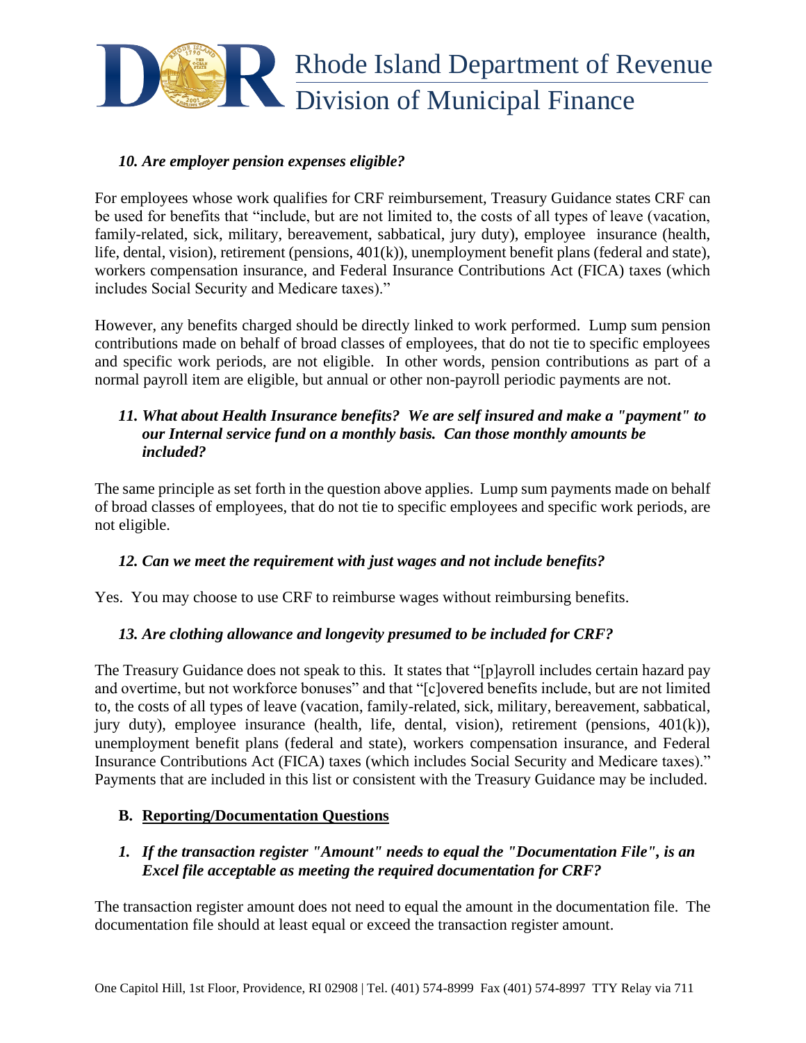### *10. Are employer pension expenses eligible?*

For employees whose work qualifies for CRF reimbursement, Treasury Guidance states CRF can be used for benefits that "include, but are not limited to, the costs of all types of leave (vacation, family-related, sick, military, bereavement, sabbatical, jury duty), employee insurance (health, life, dental, vision), retirement (pensions, 401(k)), unemployment benefit plans (federal and state), workers compensation insurance, and Federal Insurance Contributions Act (FICA) taxes (which includes Social Security and Medicare taxes)."

However, any benefits charged should be directly linked to work performed. Lump sum pension contributions made on behalf of broad classes of employees, that do not tie to specific employees and specific work periods, are not eligible. In other words, pension contributions as part of a normal payroll item are eligible, but annual or other non-payroll periodic payments are not.

### *11. What about Health Insurance benefits? We are self insured and make a "payment" to our Internal service fund on a monthly basis. Can those monthly amounts be included?*

The same principle as set forth in the question above applies. Lump sum payments made on behalf of broad classes of employees, that do not tie to specific employees and specific work periods, are not eligible.

### *12. Can we meet the requirement with just wages and not include benefits?*

Yes. You may choose to use CRF to reimburse wages without reimbursing benefits.

### *13. Are clothing allowance and longevity presumed to be included for CRF?*

The Treasury Guidance does not speak to this. It states that "[p]ayroll includes certain hazard pay and overtime, but not workforce bonuses" and that "[c]overed benefits include, but are not limited to, the costs of all types of leave (vacation, family-related, sick, military, bereavement, sabbatical, jury duty), employee insurance (health, life, dental, vision), retirement (pensions, 401(k)), unemployment benefit plans (federal and state), workers compensation insurance, and Federal Insurance Contributions Act (FICA) taxes (which includes Social Security and Medicare taxes)." Payments that are included in this list or consistent with the Treasury Guidance may be included.

## B. <u>Reporting/Documentation Questions</u>

### *1. If the transaction register "Amount" needs to equal the "Documentation File", is an Excel file acceptable as meeting the required documentation for CRF?*

The transaction register amount does not need to equal the amount in the documentation file. The documentation file should at least equal or exceed the transaction register amount.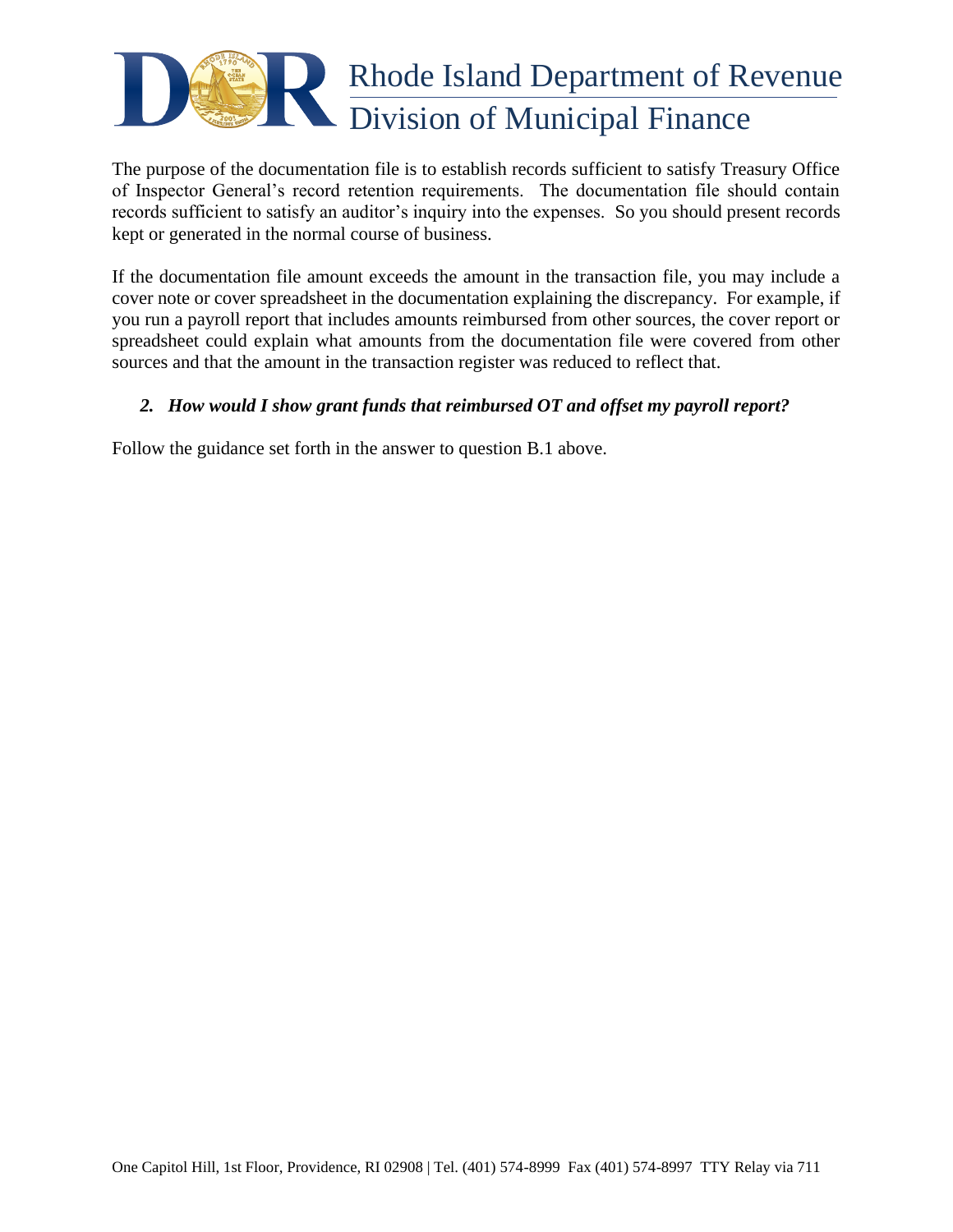The purpose of the documentation file is to establish records sufficient to satisfy Treasury Office of Inspector General's record retention requirements. The documentation file should contain records sufficient to satisfy an auditor's inquiry into the expenses. So you should present records kept or generated in the normal course of business.

If the documentation file amount exceeds the amount in the transaction file, you may include a cover note or cover spreadsheet in the documentation explaining the discrepancy. For example, if you run a payroll report that includes amounts reimbursed from other sources, the cover report or spreadsheet could explain what amounts from the documentation file were covered from other sources and that the amount in the transaction register was reduced to reflect that.

***2. How would I show grant funds that reimbursed OT and offset my payroll report?***

Follow the guidance set forth in the answer to question B.1 above.